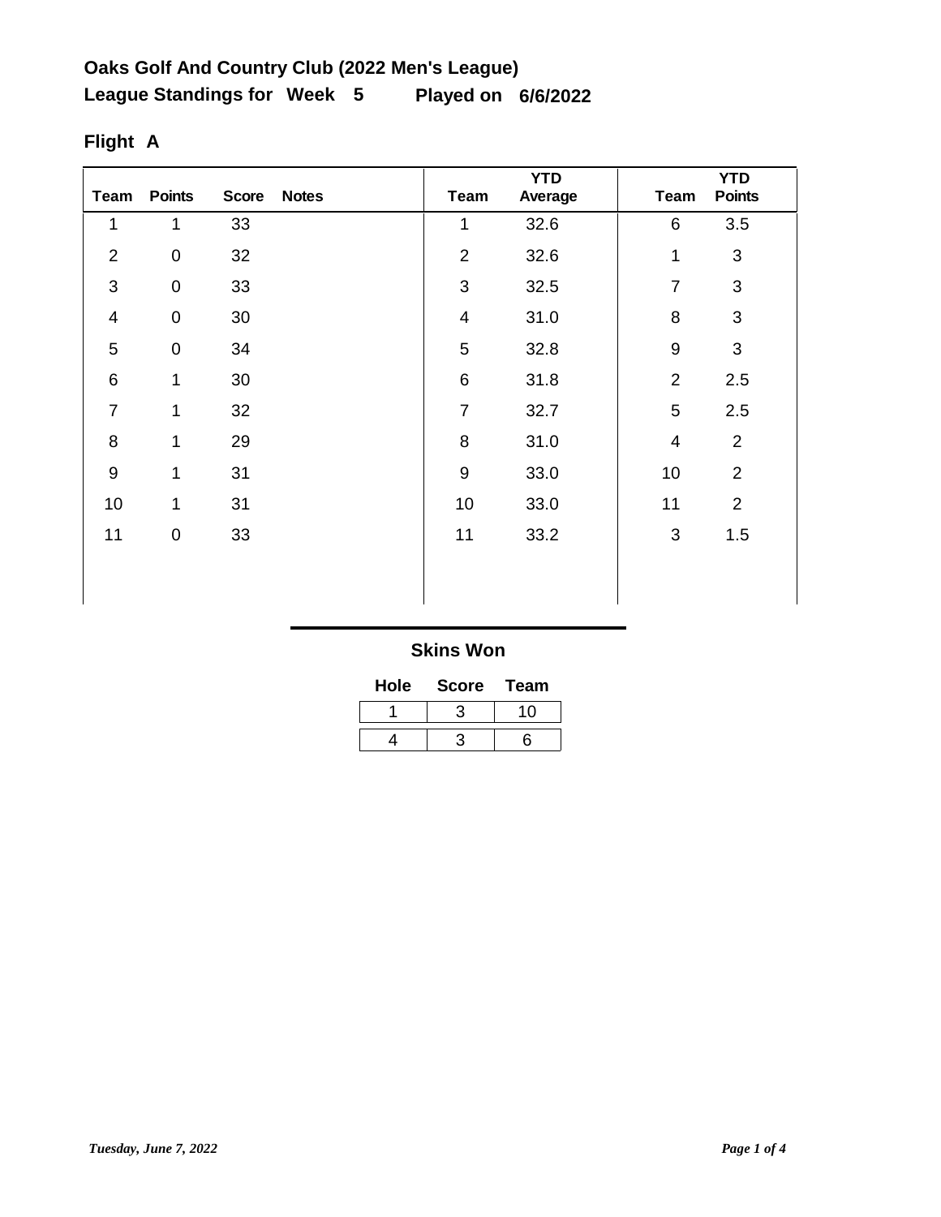**Oaks Golf And Country Club (2022 Men's League)**

**League Standings for Week 5 Played on 6/6/2022**

**Flight A**

| Team | Points | Score | Notes | Team | YTD Average | Team | YTD Points |
|---|---|---|---|---|---|---|---|
| 1 | 1 | 33 | | 1 | 32.6 | 6 | 3.5 |
| 2 | 0 | 32 | | 2 | 32.6 | 1 | 3 |
| 3 | 0 | 33 | | 3 | 32.5 | 7 | 3 |
| 4 | 0 | 30 | | 4 | 31.0 | 8 | 3 |
| 5 | 0 | 34 | | 5 | 32.8 | 9 | 3 |
| 6 | 1 | 30 | | 6 | 31.8 | 2 | 2.5 |
| 7 | 1 | 32 | | 7 | 32.7 | 5 | 2.5 |
| 8 | 1 | 29 | | 8 | 31.0 | 4 | 2 |
| 9 | 1 | 31 | | 9 | 33.0 | 10 | 2 |
| 10 | 1 | 31 | | 10 | 33.0 | 11 | 2 |
| 11 | 0 | 33 | | 11 | 33.2 | 3 | 1.5 |

**Skins Won**

| Hole | Score | Team |
|---|---|---|
| 1 | 3 | 10 |
| 4 | 3 | 6 |

*Tuesday, June 7, 2022*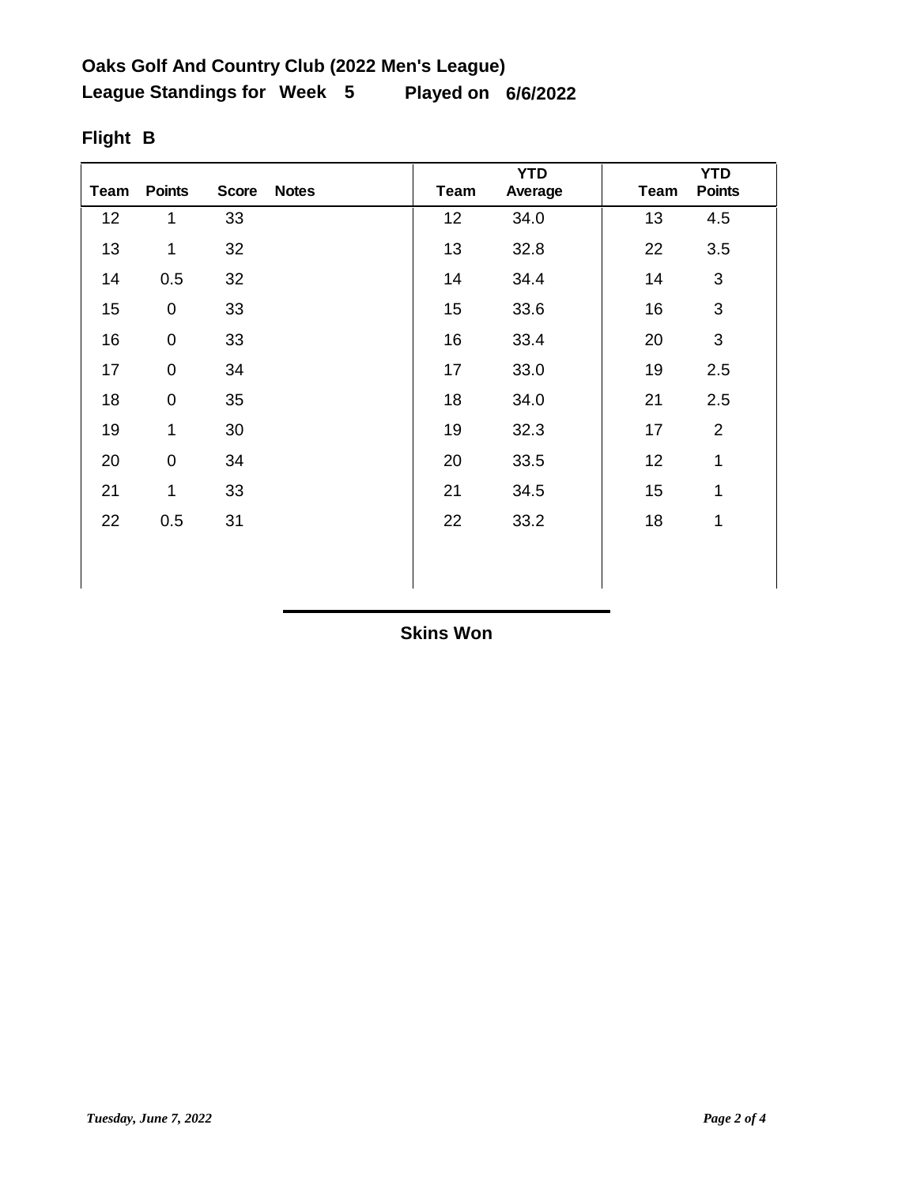**Oaks Golf And Country Club (2022 Men's League)**

**League Standings for Week 5 Played on 6/6/2022**

**Flight B**

| Team | Points | Score | Notes | Team | YTD Average | Team | YTD Points |
|---|---|---|---|---|---|---|---|
| 12 | 1 | 33 | | 12 | 34.0 | 13 | 4.5 |
| 13 | 1 | 32 | | 13 | 32.8 | 22 | 3.5 |
| 14 | 0.5 | 32 | | 14 | 34.4 | 14 | 3 |
| 15 | 0 | 33 | | 15 | 33.6 | 16 | 3 |
| 16 | 0 | 33 | | 16 | 33.4 | 20 | 3 |
| 17 | 0 | 34 | | 17 | 33.0 | 19 | 2.5 |
| 18 | 0 | 35 | | 18 | 34.0 | 21 | 2.5 |
| 19 | 1 | 30 | | 19 | 32.3 | 17 | 2 |
| 20 | 0 | 34 | | 20 | 33.5 | 12 | 1 |
| 21 | 1 | 33 | | 21 | 34.5 | 15 | 1 |
| 22 | 0.5 | 31 | | 22 | 33.2 | 18 | 1 |

**Skins Won**

*Tuesday, June 7, 2022*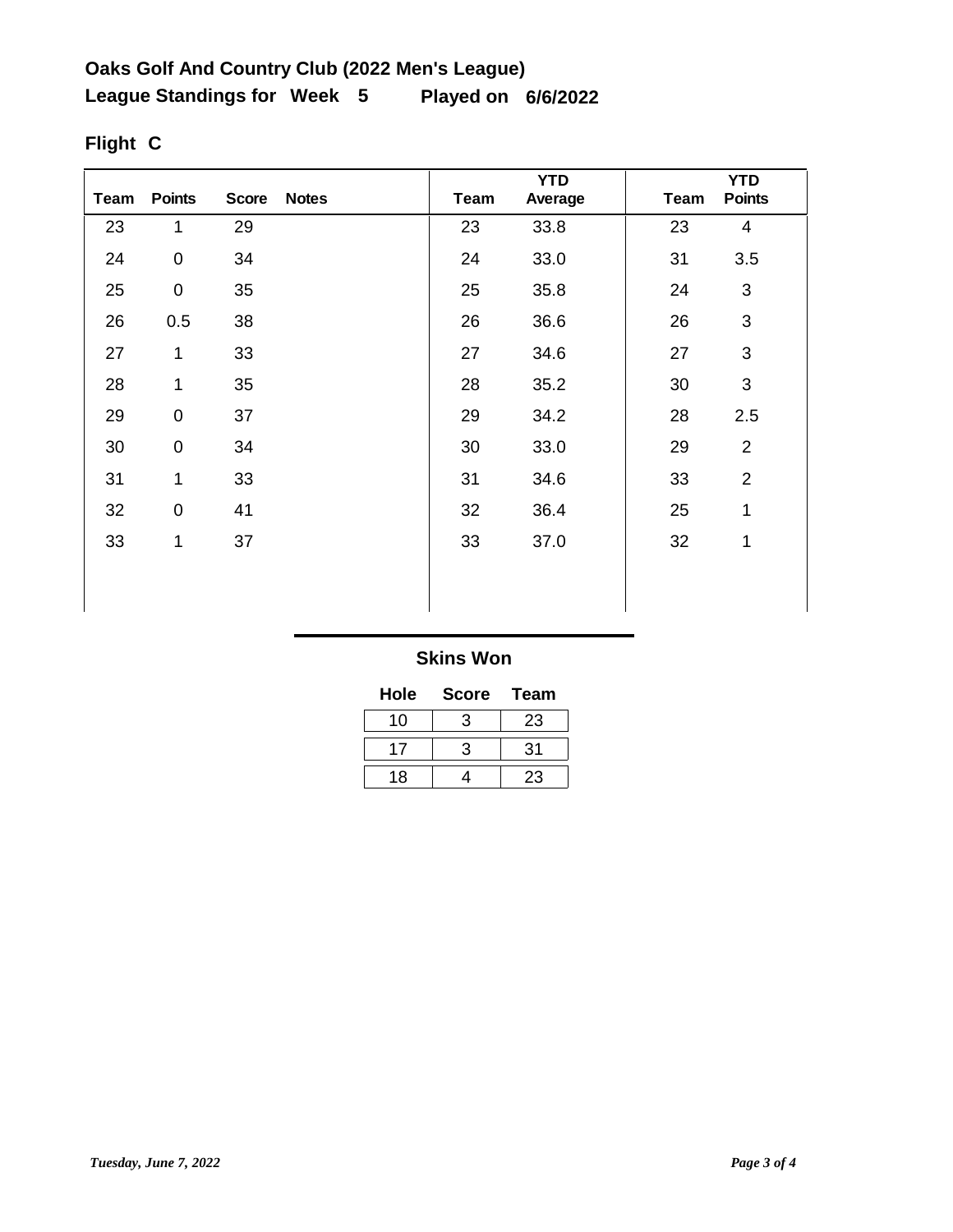**Oaks Golf And Country Club (2022 Men's League)**

**League Standings for Week 5 Played on 6/6/2022**

## Flight C

| Team | Points | Score | Notes |
|---|---|---|---|
| 23 | 1 | 29 | |
| 24 | 0 | 34 | |
| 25 | 0 | 35 | |
| 26 | 0.5 | 38 | |
| 27 | 1 | 33 | |
| 28 | 1 | 35 | |
| 29 | 0 | 37 | |
| 30 | 0 | 34 | |
| 31 | 1 | 33 | |
| 32 | 0 | 41 | |
| 33 | 1 | 37 | |

| Team | YTD Average |
|---|---|
| 23 | 33.8 |
| 24 | 33.0 |
| 25 | 35.8 |
| 26 | 36.6 |
| 27 | 34.6 |
| 28 | 35.2 |
| 29 | 34.2 |
| 30 | 33.0 |
| 31 | 34.6 |
| 32 | 36.4 |
| 33 | 37.0 |

| Team | YTD Points |
|---|---|
| 23 | 4 |
| 31 | 3.5 |
| 24 | 3 |
| 26 | 3 |
| 27 | 3 |
| 30 | 3 |
| 28 | 2.5 |
| 29 | 2 |
| 33 | 2 |
| 25 | 1 |
| 32 | 1 |

### Skins Won

| Hole | Score | Team |
|---|---|---|
| 10 | 3 | 23 |
| 17 | 3 | 31 |
| 18 | 4 | 23 |

*Tuesday, June 7, 2022*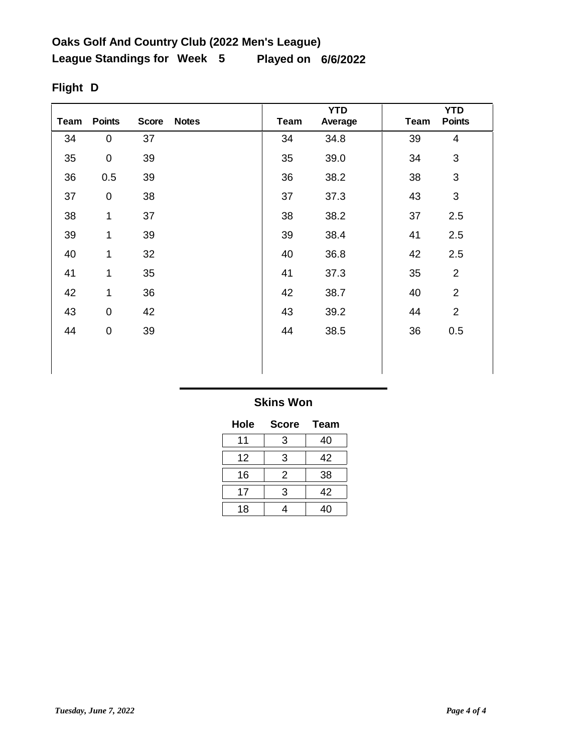**Oaks Golf And Country Club (2022 Men's League)**

**League Standings for Week 5 Played on 6/6/2022**

**Flight D**

| Team | Points | Score | Notes | Team | YTD Average | Team | YTD Points |
|---|---|---|---|---|---|---|---|
| 34 | 0 | 37 | | 34 | 34.8 | 39 | 4 |
| 35 | 0 | 39 | | 35 | 39.0 | 34 | 3 |
| 36 | 0.5 | 39 | | 36 | 38.2 | 38 | 3 |
| 37 | 0 | 38 | | 37 | 37.3 | 43 | 3 |
| 38 | 1 | 37 | | 38 | 38.2 | 37 | 2.5 |
| 39 | 1 | 39 | | 39 | 38.4 | 41 | 2.5 |
| 40 | 1 | 32 | | 40 | 36.8 | 42 | 2.5 |
| 41 | 1 | 35 | | 41 | 37.3 | 35 | 2 |
| 42 | 1 | 36 | | 42 | 38.7 | 40 | 2 |
| 43 | 0 | 42 | | 43 | 39.2 | 44 | 2 |
| 44 | 0 | 39 | | 44 | 38.5 | 36 | 0.5 |

**Skins Won**

| Hole | Score | Team |
|---|---|---|
| 11 | 3 | 40 |
| 12 | 3 | 42 |
| 16 | 2 | 38 |
| 17 | 3 | 42 |
| 18 | 4 | 40 |